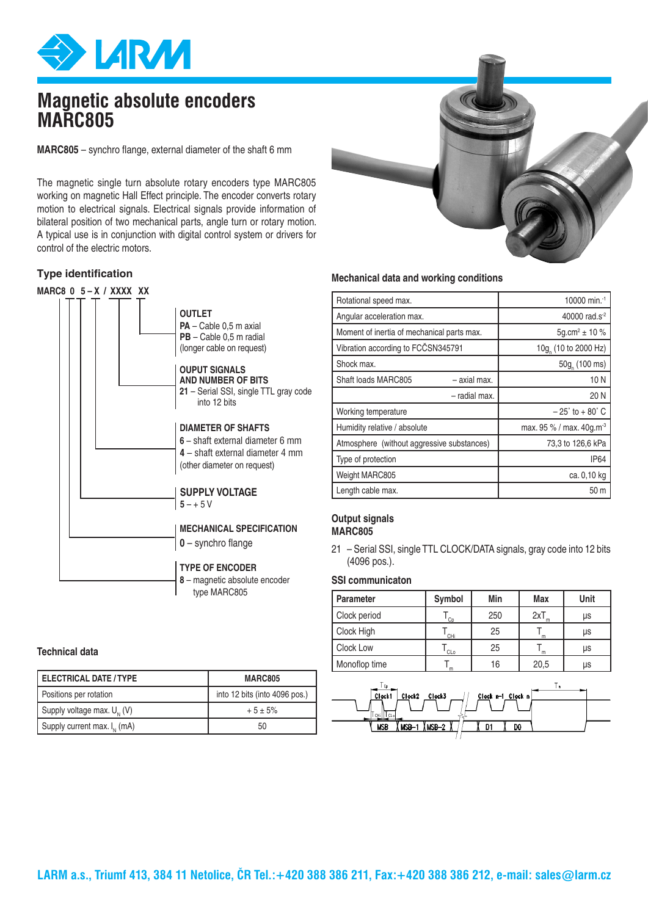# Magnetic absolute encoders MARC805

**MARC805** – synchro flange, external diameter of the shaft 6 mm

The magnetic single turn absolute rotary encoders type MARC805 working on magnetic Hall Effect principle. The encoder converts rotary motion to electrical signals. Electrical signals provide information of bilateral position of two mechanical parts, angle turn or rotary motion. A typical use is in conjunction with digital control system or drivers for control of the electric motors.

## Type identification

**MARC8 0 5 – X / XXXX XX**

**OUTLET**
**PA** – Cable 0,5 m axial
**PB** – Cable 0,5 m radial
(longer cable on request)

**OUPUT SIGNALS AND NUMBER OF BITS**
**21** – Serial SSI, single TTL gray code into 12 bits

**DIAMETER OF SHAFTS**
**6** – shaft external diameter 6 mm
**4** – shaft external diameter 4 mm
(other diameter on request)

**SUPPLY VOLTAGE**
**5** – + 5 V

**MECHANICAL SPECIFICATION**
**0** – synchro flange

**TYPE OF ENCODER**
**8** – magnetic absolute encoder type MARC805

## Technical data

| ELECTRICAL DATE / TYPE | MARC805 |
|---|---|
| Positions per rotation | into 12 bits (into 4096 pos.) |
| Supply voltage max. $U_N$ (V) | + 5 ± 5% |
| Supply current max. $I_N$ (mA) | 50 |

## Mechanical data and working conditions

| | | |
|---|---|---|
| Rotational speed max. | | 10000 min.$^{-1}$ |
| Angular acceleration max. | | 40000 rad.s$^{-2}$ |
| Moment of inertia of mechanical parts max. | | 5g.cm$^2$ ± 10 % |
| Vibration according to FCČSN345791 | | 10$g_n$ (10 to 2000 Hz) |
| Shock max. | | 50$g_n$ (100 ms) |
| Shaft loads MARC805 | – axial max. | 10 N |
| | – radial max. | 20 N |
| Working temperature | | – 25° to + 80° C |
| Humidity relative / absolute | | max. 95 % / max. 40g.m$^{-3}$ |
| Atmosphere (without aggressive substances) | | 73,3 to 126,6 kPa |
| Type of protection | | IP64 |
| Weight MARC805 | | ca. 0,10 kg |
| Length cable max. | | 50 m |

## Output signals MARC805

21 – Serial SSI, single TTL CLOCK/DATA signals, gray code into 12 bits (4096 pos.).

## SSI communicaton

| Parameter | Symbol | Min | Max | Unit |
|---|---|---|---|---|
| Clock period | $T_{Cp}$ | 250 | 2x$T_m$ | μs |
| Clock High | $T_{CHi}$ | 25 | $T_m$ | μs |
| Clock Low | $T_{CLo}$ | 25 | $T_m$ | μs |
| Monoflop time | $T_m$ | 16 | 20,5 | μs |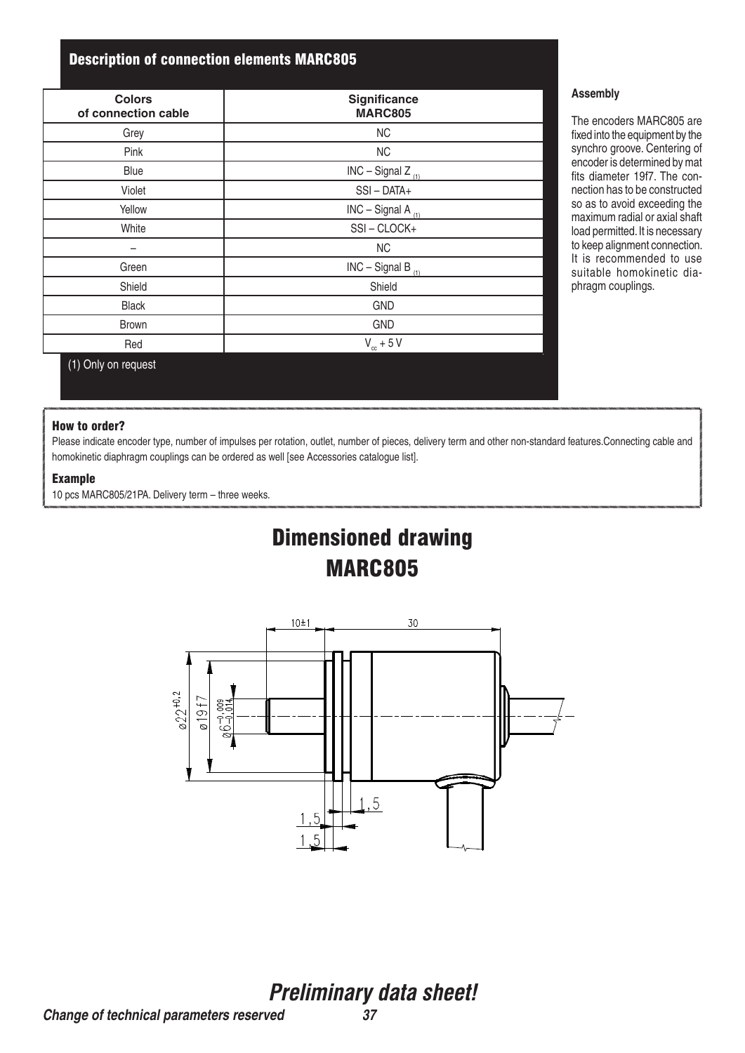## Description of connection elements MARC805

| Colors of connection cable | Significance MARC805 |
|---|---|
| Grey | NC |
| Pink | NC |
| Blue | INC – Signal Z (1) |
| Violet | SSI – DATA+ |
| Yellow | INC – Signal A (1) |
| White | SSI – CLOCK+ |
| – | NC |
| Green | INC – Signal B (1) |
| Shield | Shield |
| Black | GND |
| Brown | GND |
| Red | $V_{cc}$ + 5 V |

(1) Only on request

### Assembly

The encoders MARC805 are fixed into the equipment by the synchro groove. Centering of encoder is determined by mat fits diameter 19f7. The connection has to be constructed so as to avoid exceeding the maximum radial or axial shaft load permitted. It is necessary to keep alignment connection. It is recommended to use suitable homokinetic diaphragm couplings.

### How to order?

Please indicate encoder type, number of impulses per rotation, outlet, number of pieces, delivery term and other non-standard features.Connecting cable and homokinetic diaphragm couplings can be ordered as well [see Accessories catalogue list].

### Example

10 pcs MARC805/21PA. Delivery term – three weeks.

# Dimensioned drawing MARC805

10±1

30

⌀22$^{+0,2}$

⌀19f7

⌀6$^{-0,009}_{-0,014}$

1,5

1,5

1,5

*Preliminary data sheet!*

*Change of technical parameters reserved*